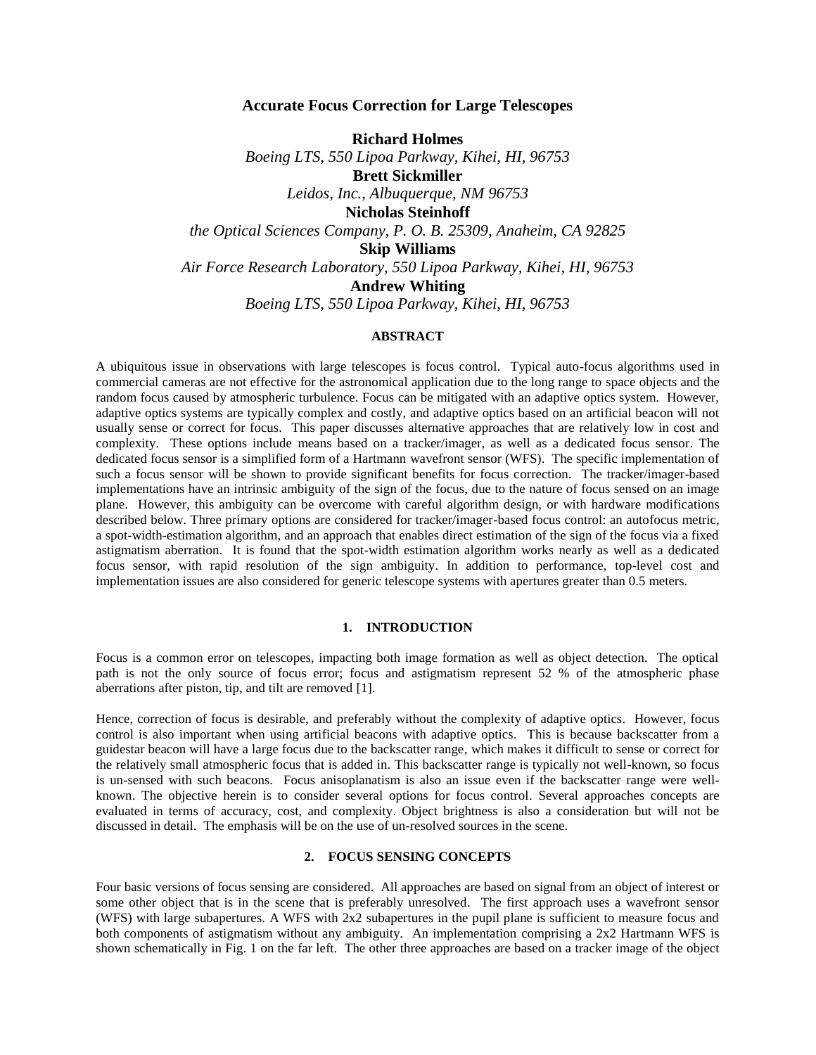# Accurate Focus Correction for Large Telescopes

**Richard Holmes**
*Boeing LTS, 550 Lipoa Parkway, Kihei, HI, 96753*
**Brett Sickmiller**
*Leidos, Inc., Albuquerque, NM 96753*
**Nicholas Steinhoff**
*the Optical Sciences Company, P. O. B. 25309, Anaheim, CA 92825*
**Skip Williams**
*Air Force Research Laboratory, 550 Lipoa Parkway, Kihei, HI, 96753*
**Andrew Whiting**
*Boeing LTS, 550 Lipoa Parkway, Kihei, HI, 96753*

## ABSTRACT

A ubiquitous issue in observations with large telescopes is focus control. Typical auto-focus algorithms used in commercial cameras are not effective for the astronomical application due to the long range to space objects and the random focus caused by atmospheric turbulence. Focus can be mitigated with an adaptive optics system. However, adaptive optics systems are typically complex and costly, and adaptive optics based on an artificial beacon will not usually sense or correct for focus. This paper discusses alternative approaches that are relatively low in cost and complexity. These options include means based on a tracker/imager, as well as a dedicated focus sensor. The dedicated focus sensor is a simplified form of a Hartmann wavefront sensor (WFS). The specific implementation of such a focus sensor will be shown to provide significant benefits for focus correction. The tracker/imager-based implementations have an intrinsic ambiguity of the sign of the focus, due to the nature of focus sensed on an image plane. However, this ambiguity can be overcome with careful algorithm design, or with hardware modifications described below. Three primary options are considered for tracker/imager-based focus control: an autofocus metric, a spot-width-estimation algorithm, and an approach that enables direct estimation of the sign of the focus via a fixed astigmatism aberration. It is found that the spot-width estimation algorithm works nearly as well as a dedicated focus sensor, with rapid resolution of the sign ambiguity. In addition to performance, top-level cost and implementation issues are also considered for generic telescope systems with apertures greater than 0.5 meters.

## 1. INTRODUCTION

Focus is a common error on telescopes, impacting both image formation as well as object detection. The optical path is not the only source of focus error; focus and astigmatism represent 52 % of the atmospheric phase aberrations after piston, tip, and tilt are removed [1].

Hence, correction of focus is desirable, and preferably without the complexity of adaptive optics. However, focus control is also important when using artificial beacons with adaptive optics. This is because backscatter from a guidestar beacon will have a large focus due to the backscatter range, which makes it difficult to sense or correct for the relatively small atmospheric focus that is added in. This backscatter range is typically not well-known, so focus is un-sensed with such beacons. Focus anisoplanatism is also an issue even if the backscatter range were well-known. The objective herein is to consider several options for focus control. Several approaches concepts are evaluated in terms of accuracy, cost, and complexity. Object brightness is also a consideration but will not be discussed in detail. The emphasis will be on the use of un-resolved sources in the scene.

## 2. FOCUS SENSING CONCEPTS

Four basic versions of focus sensing are considered. All approaches are based on signal from an object of interest or some other object that is in the scene that is preferably unresolved. The first approach uses a wavefront sensor (WFS) with large subapertures. A WFS with 2x2 subapertures in the pupil plane is sufficient to measure focus and both components of astigmatism without any ambiguity. An implementation comprising a 2x2 Hartmann WFS is shown schematically in Fig. 1 on the far left. The other three approaches are based on a tracker image of the object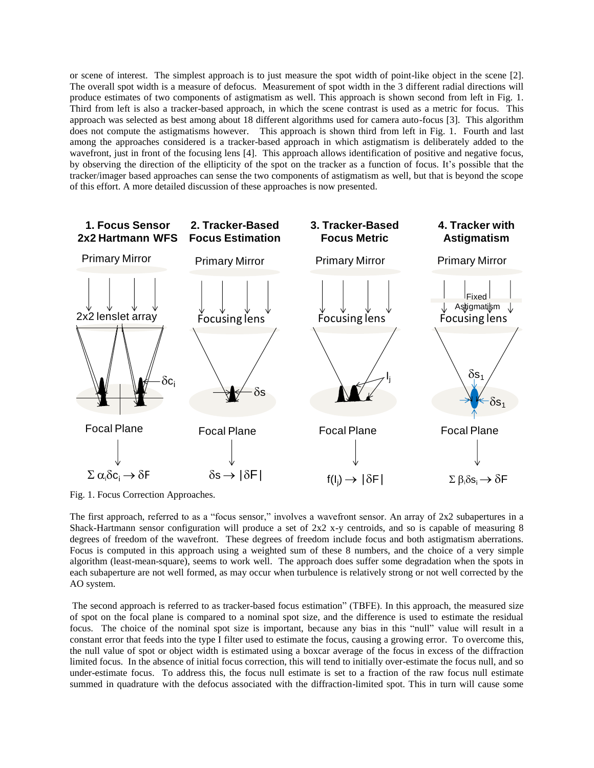or scene of interest. The simplest approach is to just measure the spot width of point-like object in the scene [2]. The overall spot width is a measure of defocus. Measurement of spot width in the 3 different radial directions will produce estimates of two components of astigmatism as well. This approach is shown second from left in Fig. 1. Third from left is also a tracker-based approach, in which the scene contrast is used as a metric for focus. This approach was selected as best among about 18 different algorithms used for camera auto-focus [3]. This algorithm does not compute the astigmatisms however. This approach is shown third from left in Fig. 1. Fourth and last among the approaches considered is a tracker-based approach in which astigmatism is deliberately added to the wavefront, just in front of the focusing lens [4]. This approach allows identification of positive and negative focus, by observing the direction of the ellipticity of the spot on the tracker as a function of focus. It's possible that the tracker/imager based approaches can sense the two components of astigmatism as well, but that is beyond the scope of this effort. A more detailed discussion of these approaches is now presented.

Fig. 1. Focus Correction Approaches.

The first approach, referred to as a "focus sensor," involves a wavefront sensor. An array of 2x2 subapertures in a Shack-Hartmann sensor configuration will produce a set of 2x2 x-y centroids, and so is capable of measuring 8 degrees of freedom of the wavefront. These degrees of freedom include focus and both astigmatism aberrations. Focus is computed in this approach using a weighted sum of these 8 numbers, and the choice of a very simple algorithm (least-mean-square), seems to work well. The approach does suffer some degradation when the spots in each subaperture are not well formed, as may occur when turbulence is relatively strong or not well corrected by the AO system.

The second approach is referred to as tracker-based focus estimation" (TBFE). In this approach, the measured size of spot on the focal plane is compared to a nominal spot size, and the difference is used to estimate the residual focus. The choice of the nominal spot size is important, because any bias in this "null" value will result in a constant error that feeds into the type I filter used to estimate the focus, causing a growing error. To overcome this, the null value of spot or object width is estimated using a boxcar average of the focus in excess of the diffraction limited focus. In the absence of initial focus correction, this will tend to initially over-estimate the focus null, and so under-estimate focus. To address this, the focus null estimate is set to a fraction of the raw focus null estimate summed in quadrature with the defocus associated with the diffraction-limited spot. This in turn will cause some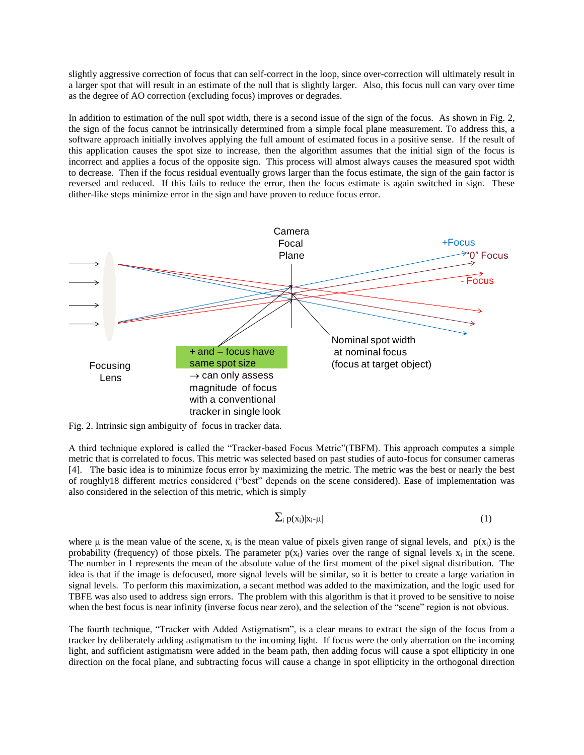slightly aggressive correction of focus that can self-correct in the loop, since over-correction will ultimately result in a larger spot that will result in an estimate of the null that is slightly larger. Also, this focus null can vary over time as the degree of AO correction (excluding focus) improves or degrades.

In addition to estimation of the null spot width, there is a second issue of the sign of the focus. As shown in Fig. 2, the sign of the focus cannot be intrinsically determined from a simple focal plane measurement. To address this, a software approach initially involves applying the full amount of estimated focus in a positive sense. If the result of this application causes the spot size to increase, then the algorithm assumes that the initial sign of the focus is incorrect and applies a focus of the opposite sign. This process will almost always causes the measured spot width to decrease. Then if the focus residual eventually grows larger than the focus estimate, the sign of the gain factor is reversed and reduced. If this fails to reduce the error, then the focus estimate is again switched in sign. These dither-like steps minimize error in the sign and have proven to reduce focus error.

Fig. 2. Intrinsic sign ambiguity of focus in tracker data.

A third technique explored is called the "Tracker-based Focus Metric"(TBFM). This approach computes a simple metric that is correlated to focus. This metric was selected based on past studies of auto-focus for consumer cameras [4]. The basic idea is to minimize focus error by maximizing the metric. The metric was the best or nearly the best of roughly18 different metrics considered ("best" depends on the scene considered). Ease of implementation was also considered in the selection of this metric, which is simply

$$\sum_i p(x_i)|x_i-\mu| \qquad (1)$$

where $\mu$ is the mean value of the scene, $x_i$ is the mean value of pixels given range of signal levels, and $p(x_i)$ is the probability (frequency) of those pixels. The parameter $p(x_i)$ varies over the range of signal levels $x_i$ in the scene. The number in 1 represents the mean of the absolute value of the first moment of the pixel signal distribution. The idea is that if the image is defocused, more signal levels will be similar, so it is better to create a large variation in signal levels. To perform this maximization, a secant method was added to the maximization, and the logic used for TBFE was also used to address sign errors. The problem with this algorithm is that it proved to be sensitive to noise when the best focus is near infinity (inverse focus near zero), and the selection of the "scene" region is not obvious.

The fourth technique, "Tracker with Added Astigmatism", is a clear means to extract the sign of the focus from a tracker by deliberately adding astigmatism to the incoming light. If focus were the only aberration on the incoming light, and sufficient astigmatism were added in the beam path, then adding focus will cause a spot ellipticity in one direction on the focal plane, and subtracting focus will cause a change in spot ellipticity in the orthogonal direction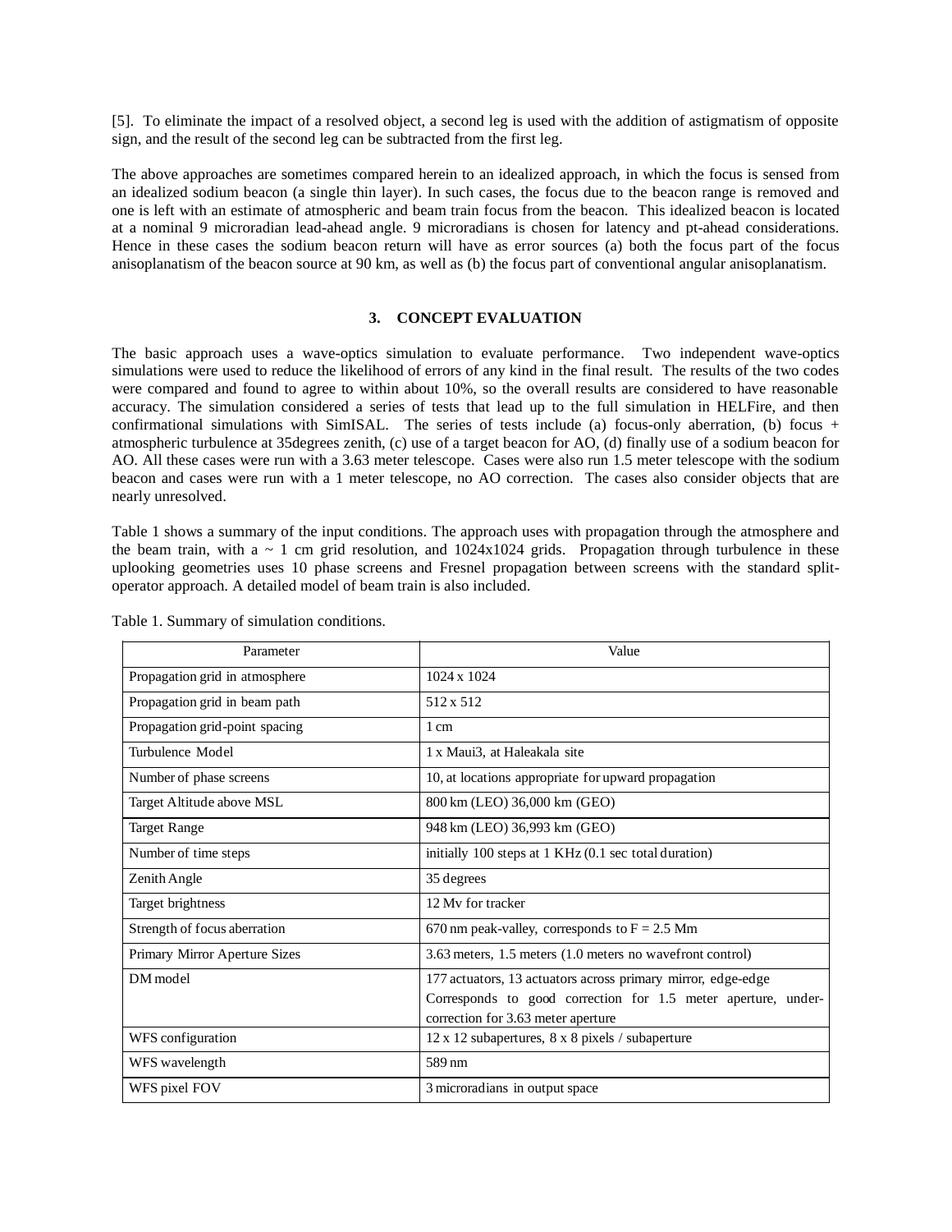[5]. To eliminate the impact of a resolved object, a second leg is used with the addition of astigmatism of opposite sign, and the result of the second leg can be subtracted from the first leg.

The above approaches are sometimes compared herein to an idealized approach, in which the focus is sensed from an idealized sodium beacon (a single thin layer). In such cases, the focus due to the beacon range is removed and one is left with an estimate of atmospheric and beam train focus from the beacon. This idealized beacon is located at a nominal 9 microradian lead-ahead angle. 9 microradians is chosen for latency and pt-ahead considerations. Hence in these cases the sodium beacon return will have as error sources (a) both the focus part of the focus anisoplanatism of the beacon source at 90 km, as well as (b) the focus part of conventional angular anisoplanatism.

## 3. CONCEPT EVALUATION

The basic approach uses a wave-optics simulation to evaluate performance. Two independent wave-optics simulations were used to reduce the likelihood of errors of any kind in the final result. The results of the two codes were compared and found to agree to within about 10%, so the overall results are considered to have reasonable accuracy. The simulation considered a series of tests that lead up to the full simulation in HELFire, and then confirmational simulations with SimISAL. The series of tests include (a) focus-only aberration, (b) focus + atmospheric turbulence at 35degrees zenith, (c) use of a target beacon for AO, (d) finally use of a sodium beacon for AO. All these cases were run with a 3.63 meter telescope. Cases were also run 1.5 meter telescope with the sodium beacon and cases were run with a 1 meter telescope, no AO correction. The cases also consider objects that are nearly unresolved.

Table 1 shows a summary of the input conditions. The approach uses with propagation through the atmosphere and the beam train, with a ~ 1 cm grid resolution, and 1024x1024 grids. Propagation through turbulence in these uplooking geometries uses 10 phase screens and Fresnel propagation between screens with the standard split-operator approach. A detailed model of beam train is also included.

Table 1. Summary of simulation conditions.

| Parameter | Value |
|---|---|
| Propagation grid in atmosphere | 1024 x 1024 |
| Propagation grid in beam path | 512 x 512 |
| Propagation grid-point spacing | 1 cm |
| Turbulence Model | 1 x Maui3, at Haleakala site |
| Number of phase screens | 10, at locations appropriate for upward propagation |
| Target Altitude above MSL | 800 km (LEO) 36,000 km (GEO) |
| Target Range | 948 km (LEO) 36,993 km (GEO) |
| Number of time steps | initially 100 steps at 1 KHz (0.1 sec total duration) |
| Zenith Angle | 35 degrees |
| Target brightness | 12 Mv for tracker |
| Strength of focus aberration | 670 nm peak-valley, corresponds to F = 2.5 Mm |
| Primary Mirror Aperture Sizes | 3.63 meters, 1.5 meters (1.0 meters no wavefront control) |
| DM model | 177 actuators, 13 actuators across primary mirror, edge-edge Corresponds to good correction for 1.5 meter aperture, under-correction for 3.63 meter aperture |
| WFS configuration | 12 x 12 subapertures, 8 x 8 pixels / subaperture |
| WFS wavelength | 589 nm |
| WFS pixel FOV | 3 microradians in output space |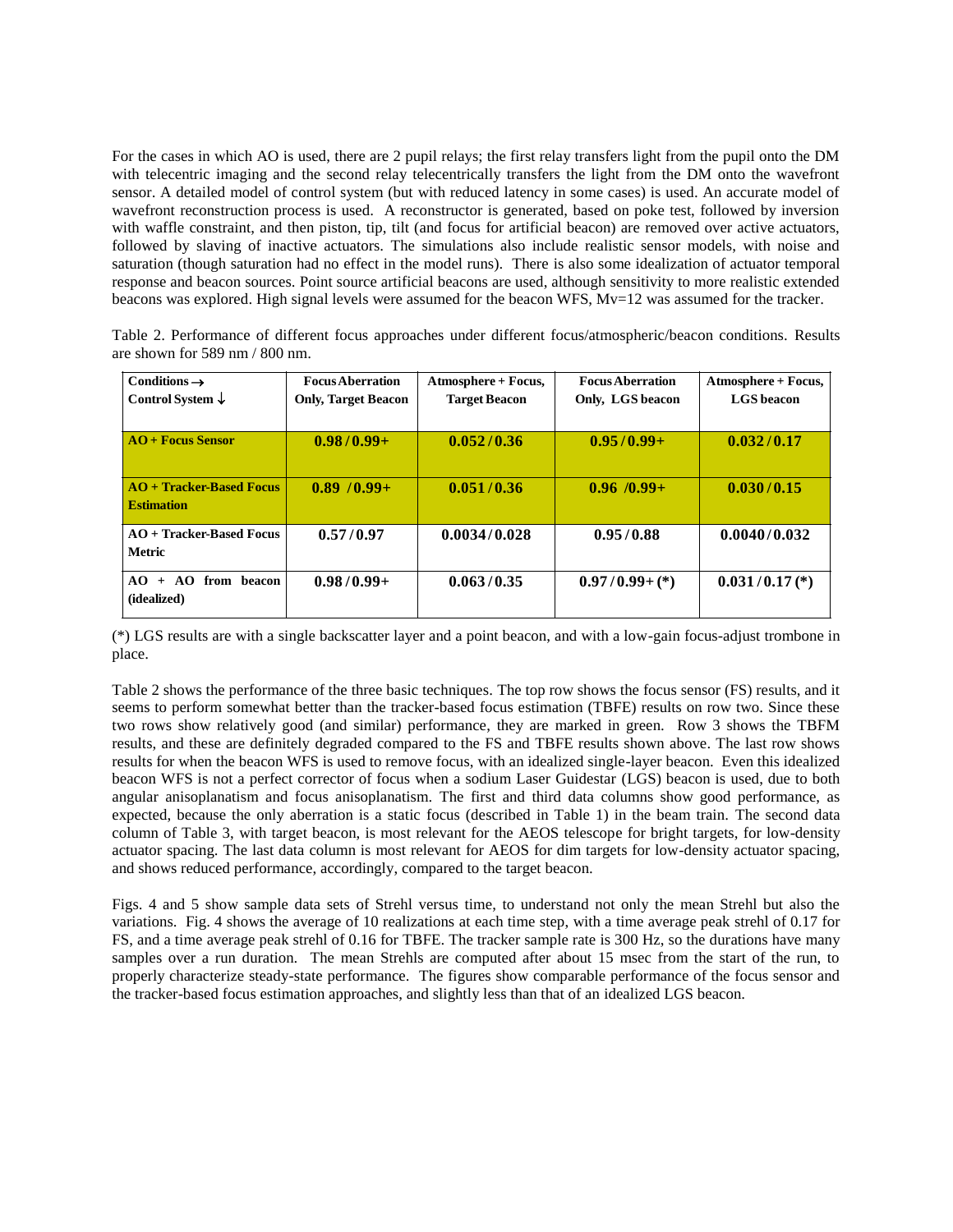For the cases in which AO is used, there are 2 pupil relays; the first relay transfers light from the pupil onto the DM with telecentric imaging and the second relay telecentrically transfers the light from the DM onto the wavefront sensor. A detailed model of control system (but with reduced latency in some cases) is used. An accurate model of wavefront reconstruction process is used. A reconstructor is generated, based on poke test, followed by inversion with waffle constraint, and then piston, tip, tilt (and focus for artificial beacon) are removed over active actuators, followed by slaving of inactive actuators. The simulations also include realistic sensor models, with noise and saturation (though saturation had no effect in the model runs). There is also some idealization of actuator temporal response and beacon sources. Point source artificial beacons are used, although sensitivity to more realistic extended beacons was explored. High signal levels were assumed for the beacon WFS, Mv=12 was assumed for the tracker.

Table 2. Performance of different focus approaches under different focus/atmospheric/beacon conditions. Results are shown for 589 nm / 800 nm.

| **Conditions →**<br>**Control System ↓** | **Focus Aberration Only, Target Beacon** | **Atmosphere + Focus, Target Beacon** | **Focus Aberration Only, LGS beacon** | **Atmosphere + Focus, LGS beacon** |
|---|---|---|---|---|
| **AO + Focus Sensor** | **0.98 / 0.99+** | **0.052 / 0.36** | **0.95 / 0.99+** | **0.032 / 0.17** |
| **AO + Tracker-Based Focus Estimation** | **0.89 / 0.99+** | **0.051 / 0.36** | **0.96 /0.99+** | **0.030 / 0.15** |
| **AO + Tracker-Based Focus Metric** | **0.57 / 0.97** | **0.0034 / 0.028** | **0.95 / 0.88** | **0.0040 / 0.032** |
| **AO + AO from beacon (idealized)** | **0.98 / 0.99+** | **0.063 / 0.35** | **0.97 / 0.99+ (*)** | **0.031 / 0.17 (*)** |

(*) LGS results are with a single backscatter layer and a point beacon, and with a low-gain focus-adjust trombone in place.

Table 2 shows the performance of the three basic techniques. The top row shows the focus sensor (FS) results, and it seems to perform somewhat better than the tracker-based focus estimation (TBFE) results on row two. Since these two rows show relatively good (and similar) performance, they are marked in green. Row 3 shows the TBFM results, and these are definitely degraded compared to the FS and TBFE results shown above. The last row shows results for when the beacon WFS is used to remove focus, with an idealized single-layer beacon. Even this idealized beacon WFS is not a perfect corrector of focus when a sodium Laser Guidestar (LGS) beacon is used, due to both angular anisoplanatism and focus anisoplanatism. The first and third data columns show good performance, as expected, because the only aberration is a static focus (described in Table 1) in the beam train. The second data column of Table 3, with target beacon, is most relevant for the AEOS telescope for bright targets, for low-density actuator spacing. The last data column is most relevant for AEOS for dim targets for low-density actuator spacing, and shows reduced performance, accordingly, compared to the target beacon.

Figs. 4 and 5 show sample data sets of Strehl versus time, to understand not only the mean Strehl but also the variations. Fig. 4 shows the average of 10 realizations at each time step, with a time average peak strehl of 0.17 for FS, and a time average peak strehl of 0.16 for TBFE. The tracker sample rate is 300 Hz, so the durations have many samples over a run duration. The mean Strehls are computed after about 15 msec from the start of the run, to properly characterize steady-state performance. The figures show comparable performance of the focus sensor and the tracker-based focus estimation approaches, and slightly less than that of an idealized LGS beacon.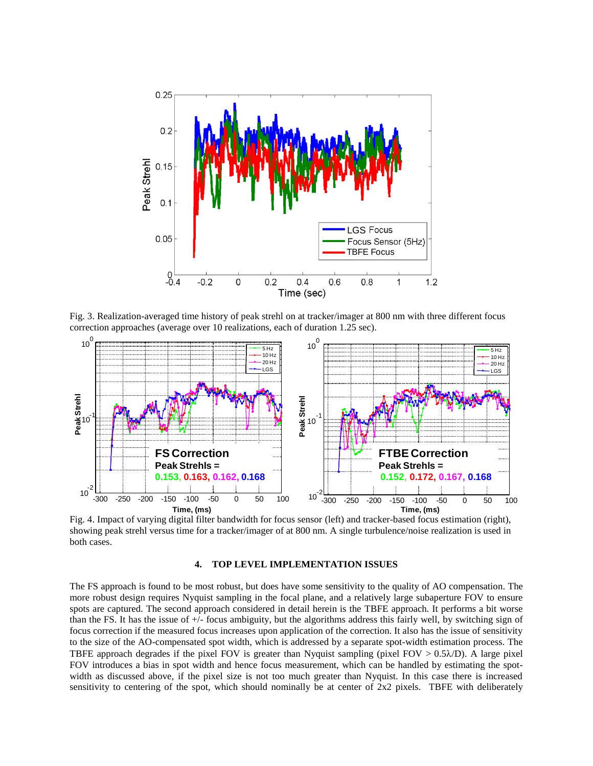Fig. 3. Realization-averaged time history of peak strehl on at tracker/imager at 800 nm with three different focus correction approaches (average over 10 realizations, each of duration 1.25 sec).

Fig. 4. Impact of varying digital filter bandwidth for focus sensor (left) and tracker-based focus estimation (right), showing peak strehl versus time for a tracker/imager of at 800 nm. A single turbulence/noise realization is used in both cases.

## 4. TOP LEVEL IMPLEMENTATION ISSUES

The FS approach is found to be most robust, but does have some sensitivity to the quality of AO compensation. The more robust design requires Nyquist sampling in the focal plane, and a relatively large subaperture FOV to ensure spots are captured. The second approach considered in detail herein is the TBFE approach. It performs a bit worse than the FS. It has the issue of +/- focus ambiguity, but the algorithms address this fairly well, by switching sign of focus correction if the measured focus increases upon application of the correction. It also has the issue of sensitivity to the size of the AO-compensated spot width, which is addressed by a separate spot-width estimation process. The TBFE approach degrades if the pixel FOV is greater than Nyquist sampling (pixel FOV > $0.5\lambda/D$). A large pixel FOV introduces a bias in spot width and hence focus measurement, which can be handled by estimating the spot-width as discussed above, if the pixel size is not too much greater than Nyquist. In this case there is increased sensitivity to centering of the spot, which should nominally be at center of 2x2 pixels. TBFE with deliberately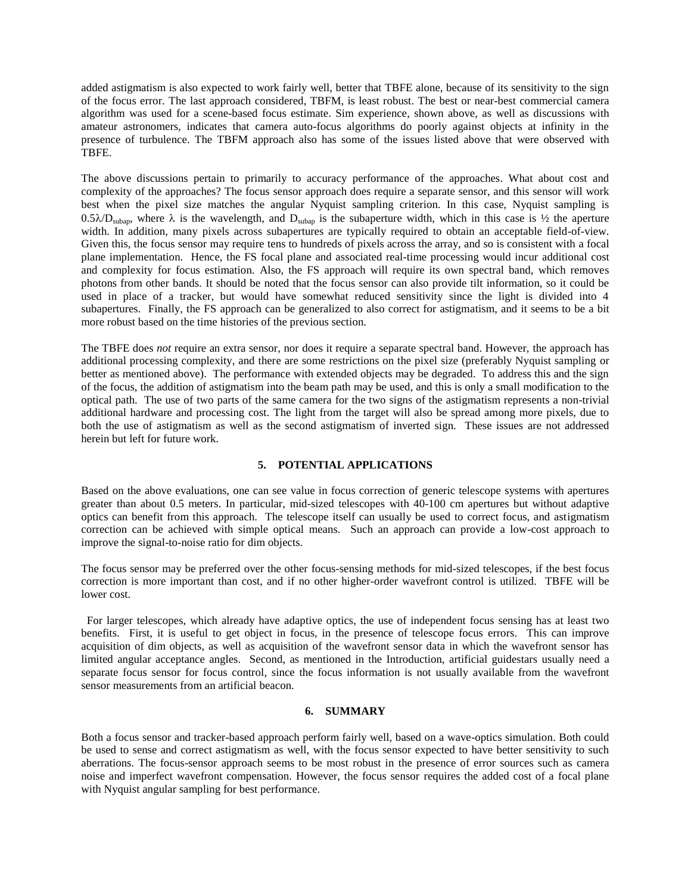added astigmatism is also expected to work fairly well, better that TBFE alone, because of its sensitivity to the sign of the focus error. The last approach considered, TBFM, is least robust. The best or near-best commercial camera algorithm was used for a scene-based focus estimate. Sim experience, shown above, as well as discussions with amateur astronomers, indicates that camera auto-focus algorithms do poorly against objects at infinity in the presence of turbulence. The TBFM approach also has some of the issues listed above that were observed with TBFE.

The above discussions pertain to primarily to accuracy performance of the approaches. What about cost and complexity of the approaches? The focus sensor approach does require a separate sensor, and this sensor will work best when the pixel size matches the angular Nyquist sampling criterion. In this case, Nyquist sampling is $0.5\lambda/D_{subap}$, where $\lambda$ is the wavelength, and $D_{subap}$ is the subaperture width, which in this case is ½ the aperture width. In addition, many pixels across subapertures are typically required to obtain an acceptable field-of-view. Given this, the focus sensor may require tens to hundreds of pixels across the array, and so is consistent with a focal plane implementation. Hence, the FS focal plane and associated real-time processing would incur additional cost and complexity for focus estimation. Also, the FS approach will require its own spectral band, which removes photons from other bands. It should be noted that the focus sensor can also provide tilt information, so it could be used in place of a tracker, but would have somewhat reduced sensitivity since the light is divided into 4 subapertures. Finally, the FS approach can be generalized to also correct for astigmatism, and it seems to be a bit more robust based on the time histories of the previous section.

The TBFE does *not* require an extra sensor, nor does it require a separate spectral band. However, the approach has additional processing complexity, and there are some restrictions on the pixel size (preferably Nyquist sampling or better as mentioned above). The performance with extended objects may be degraded. To address this and the sign of the focus, the addition of astigmatism into the beam path may be used, and this is only a small modification to the optical path. The use of two parts of the same camera for the two signs of the astigmatism represents a non-trivial additional hardware and processing cost. The light from the target will also be spread among more pixels, due to both the use of astigmatism as well as the second astigmatism of inverted sign. These issues are not addressed herein but left for future work.

## 5. POTENTIAL APPLICATIONS

Based on the above evaluations, one can see value in focus correction of generic telescope systems with apertures greater than about 0.5 meters. In particular, mid-sized telescopes with 40-100 cm apertures but without adaptive optics can benefit from this approach. The telescope itself can usually be used to correct focus, and astigmatism correction can be achieved with simple optical means. Such an approach can provide a low-cost approach to improve the signal-to-noise ratio for dim objects.

The focus sensor may be preferred over the other focus-sensing methods for mid-sized telescopes, if the best focus correction is more important than cost, and if no other higher-order wavefront control is utilized. TBFE will be lower cost.

For larger telescopes, which already have adaptive optics, the use of independent focus sensing has at least two benefits. First, it is useful to get object in focus, in the presence of telescope focus errors. This can improve acquisition of dim objects, as well as acquisition of the wavefront sensor data in which the wavefront sensor has limited angular acceptance angles. Second, as mentioned in the Introduction, artificial guidestars usually need a separate focus sensor for focus control, since the focus information is not usually available from the wavefront sensor measurements from an artificial beacon.

## 6. SUMMARY

Both a focus sensor and tracker-based approach perform fairly well, based on a wave-optics simulation. Both could be used to sense and correct astigmatism as well, with the focus sensor expected to have better sensitivity to such aberrations. The focus-sensor approach seems to be most robust in the presence of error sources such as camera noise and imperfect wavefront compensation. However, the focus sensor requires the added cost of a focal plane with Nyquist angular sampling for best performance.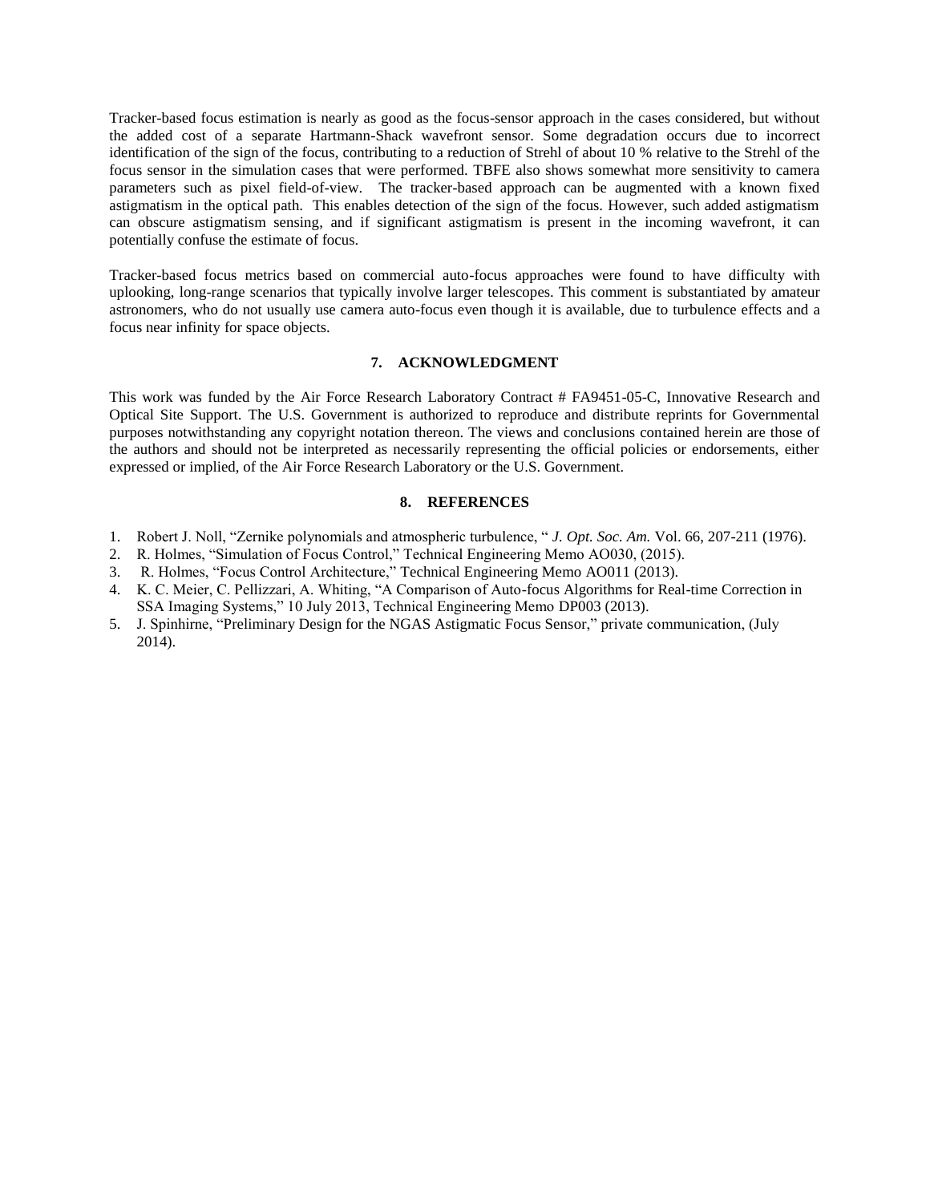Tracker-based focus estimation is nearly as good as the focus-sensor approach in the cases considered, but without the added cost of a separate Hartmann-Shack wavefront sensor. Some degradation occurs due to incorrect identification of the sign of the focus, contributing to a reduction of Strehl of about 10 % relative to the Strehl of the focus sensor in the simulation cases that were performed. TBFE also shows somewhat more sensitivity to camera parameters such as pixel field-of-view. The tracker-based approach can be augmented with a known fixed astigmatism in the optical path. This enables detection of the sign of the focus. However, such added astigmatism can obscure astigmatism sensing, and if significant astigmatism is present in the incoming wavefront, it can potentially confuse the estimate of focus.

Tracker-based focus metrics based on commercial auto-focus approaches were found to have difficulty with uplooking, long-range scenarios that typically involve larger telescopes. This comment is substantiated by amateur astronomers, who do not usually use camera auto-focus even though it is available, due to turbulence effects and a focus near infinity for space objects.

## 7. ACKNOWLEDGMENT

This work was funded by the Air Force Research Laboratory Contract # FA9451-05-C, Innovative Research and Optical Site Support. The U.S. Government is authorized to reproduce and distribute reprints for Governmental purposes notwithstanding any copyright notation thereon. The views and conclusions contained herein are those of the authors and should not be interpreted as necessarily representing the official policies or endorsements, either expressed or implied, of the Air Force Research Laboratory or the U.S. Government.

## 8. REFERENCES

1. Robert J. Noll, "Zernike polynomials and atmospheric turbulence, " *J. Opt. Soc. Am.* Vol. 66, 207-211 (1976).
2. R. Holmes, "Simulation of Focus Control," Technical Engineering Memo AO030, (2015).
3. R. Holmes, "Focus Control Architecture," Technical Engineering Memo AO011 (2013).
4. K. C. Meier, C. Pellizzari, A. Whiting, "A Comparison of Auto-focus Algorithms for Real-time Correction in SSA Imaging Systems," 10 July 2013, Technical Engineering Memo DP003 (2013).
5. J. Spinhirne, "Preliminary Design for the NGAS Astigmatic Focus Sensor," private communication, (July 2014).